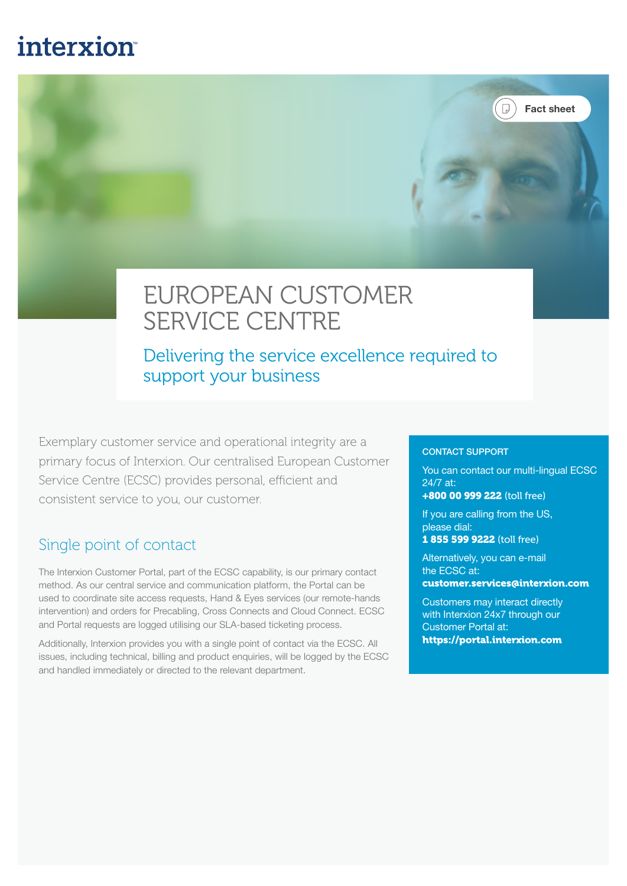interxion

Fact sheet

# EUROPEAN CUSTOMER SERVICE CENTRE

## Delivering the service excellence required to support your business

Exemplary customer service and operational integrity are a primary focus of Interxion. Our centralised European Customer Service Centre (ECSC) provides personal, efficient and consistent service to you, our customer.

## Single point of contact

The Interxion Customer Portal, part of the ECSC capability, is our primary contact method. As our central service and communication platform, the Portal can be used to coordinate site access requests, Hand & Eyes services (our remote-hands intervention) and orders for Precabling, Cross Connects and Cloud Connect. ECSC and Portal requests are logged utilising our SLA-based ticketing process.

Additionally, Interxion provides you with a single point of contact via the ECSC. All issues, including technical, billing and product enquiries, will be logged by the ECSC and handled immediately or directed to the relevant department.

### CONTACT SUPPORT

You can contact our multi-lingual ECSC 24/7 at:
**+800 00 999 222** (toll free)

If you are calling from the US, please dial:
**1 855 599 9222** (toll free)

Alternatively, you can e-mail the ECSC at:
**customer.services@interxion.com**

Customers may interact directly with Interxion 24x7 through our Customer Portal at:
**https://portal.interxion.com**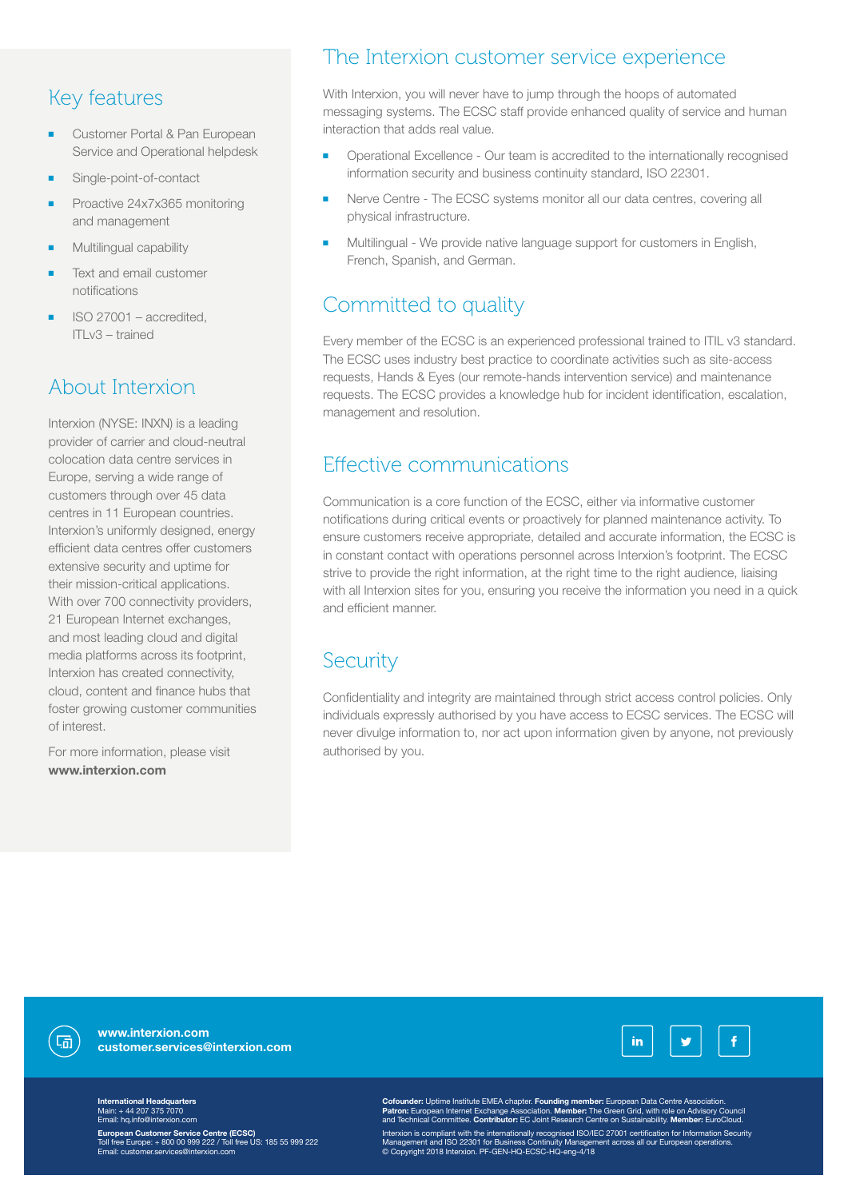## Key features

- Customer Portal & Pan European Service and Operational helpdesk
- Single-point-of-contact
- Proactive 24x7x365 monitoring and management
- Multilingual capability
- Text and email customer notifications
- ISO 27001 – accredited, ITLv3 – trained

## About Interxion

Interxion (NYSE: INXN) is a leading provider of carrier and cloud-neutral colocation data centre services in Europe, serving a wide range of customers through over 45 data centres in 11 European countries. Interxion's uniformly designed, energy efficient data centres offer customers extensive security and uptime for their mission-critical applications. With over 700 connectivity providers, 21 European Internet exchanges, and most leading cloud and digital media platforms across its footprint, Interxion has created connectivity, cloud, content and finance hubs that foster growing customer communities of interest.

For more information, please visit **www.interxion.com**

## The Interxion customer service experience

With Interxion, you will never have to jump through the hoops of automated messaging systems. The ECSC staff provide enhanced quality of service and human interaction that adds real value.

- Operational Excellence - Our team is accredited to the internationally recognised information security and business continuity standard, ISO 22301.
- Nerve Centre - The ECSC systems monitor all our data centres, covering all physical infrastructure.
- Multilingual - We provide native language support for customers in English, French, Spanish, and German.

## Committed to quality

Every member of the ECSC is an experienced professional trained to ITIL v3 standard. The ECSC uses industry best practice to coordinate activities such as site-access requests, Hands & Eyes (our remote-hands intervention service) and maintenance requests. The ECSC provides a knowledge hub for incident identification, escalation, management and resolution.

## Effective communications

Communication is a core function of the ECSC, either via informative customer notifications during critical events or proactively for planned maintenance activity. To ensure customers receive appropriate, detailed and accurate information, the ECSC is in constant contact with operations personnel across Interxion's footprint. The ECSC strive to provide the right information, at the right time to the right audience, liaising with all Interxion sites for you, ensuring you receive the information you need in a quick and efficient manner.

## Security

Confidentiality and integrity are maintained through strict access control policies. Only individuals expressly authorised by you have access to ECSC services. The ECSC will never divulge information to, nor act upon information given by anyone, not previously authorised by you.

**www.interxion.com**
**customer.services@interxion.com**

**International Headquarters**
Main: + 44 207 375 7070
Email: hq.info@interxion.com

**European Customer Service Centre (ECSC)**
Toll free Europe: + 800 00 999 222 / Toll free US: 185 55 999 222
Email: customer.services@interxion.com

**Cofounder:** Uptime Institute EMEA chapter. **Founding member:** European Data Centre Association.
**Patron:** European Internet Exchange Association. **Member:** The Green Grid, with role on Advisory Council and Technical Committee. **Contributor:** EC Joint Research Centre on Sustainability. **Member:** EuroCloud.

Interxion is compliant with the internationally recognised ISO/IEC 27001 certification for Information Security Management and ISO 22301 for Business Continuity Management across all our European operations.
© Copyright 2018 Interxion. PF-GEN-HQ-ECSC-HQ-eng-4/18